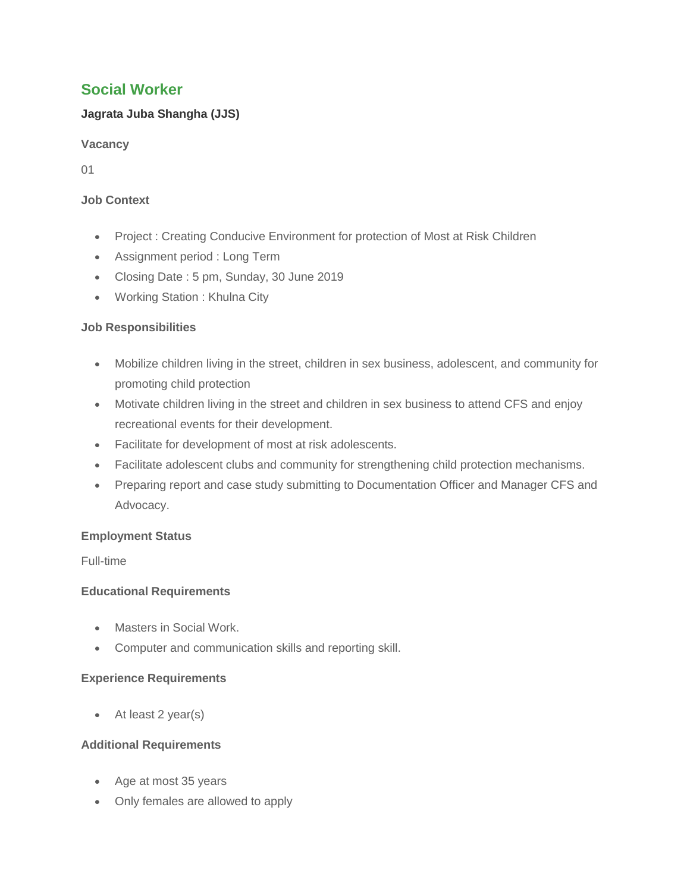# Social Worker

**Jagrata Juba Shangha (JJS)**

### Vacancy

01

### Job Context

- Project : Creating Conducive Environment for protection of Most at Risk Children
- Assignment period : Long Term
- Closing Date : 5 pm, Sunday, 30 June 2019
- Working Station : Khulna City

### Job Responsibilities

- Mobilize children living in the street, children in sex business, adolescent, and community for promoting child protection
- Motivate children living in the street and children in sex business to attend CFS and enjoy recreational events for their development.
- Facilitate for development of most at risk adolescents.
- Facilitate adolescent clubs and community for strengthening child protection mechanisms.
- Preparing report and case study submitting to Documentation Officer and Manager CFS and Advocacy.

### Employment Status

Full-time

### Educational Requirements

- Masters in Social Work.
- Computer and communication skills and reporting skill.

### Experience Requirements

- At least 2 year(s)

### Additional Requirements

- Age at most 35 years
- Only females are allowed to apply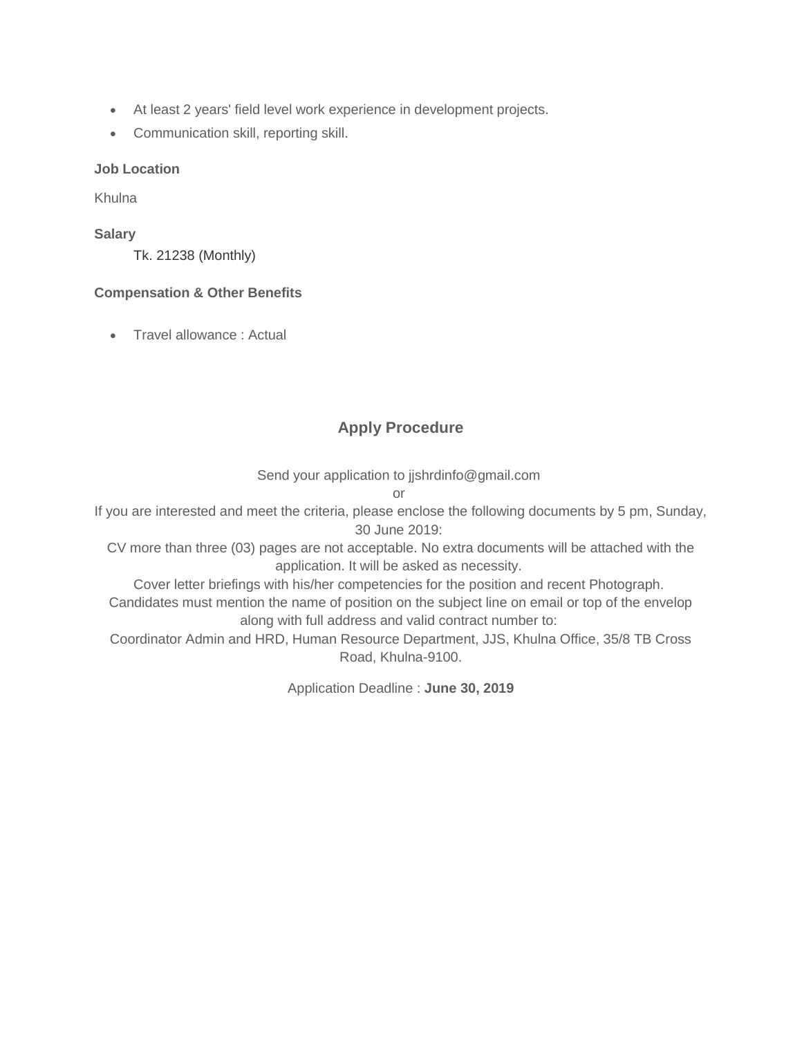- At least 2 years' field level work experience in development projects.
- Communication skill, reporting skill.

**Job Location**

Khulna

**Salary**

Tk. 21238 (Monthly)

**Compensation & Other Benefits**

- Travel allowance : Actual

## Apply Procedure

Send your application to jjshrdinfo@gmail.com
or
If you are interested and meet the criteria, please enclose the following documents by 5 pm, Sunday, 30 June 2019:
CV more than three (03) pages are not acceptable. No extra documents will be attached with the application. It will be asked as necessity.
Cover letter briefings with his/her competencies for the position and recent Photograph.
Candidates must mention the name of position on the subject line on email or top of the envelop along with full address and valid contract number to:
Coordinator Admin and HRD, Human Resource Department, JJS, Khulna Office, 35/8 TB Cross Road, Khulna-9100.

Application Deadline : **June 30, 2019**